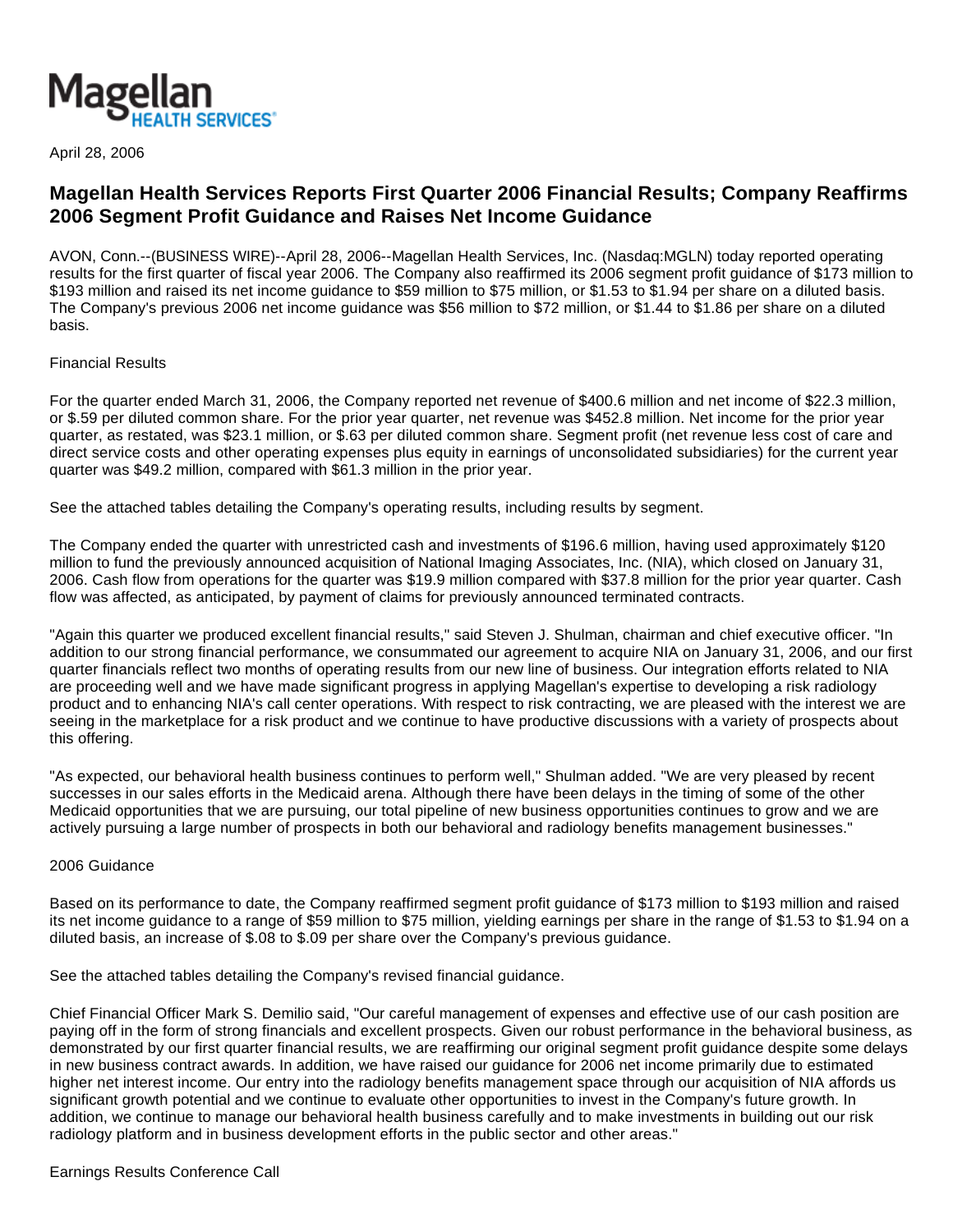Magellan HEALTH SERVICES

April 28, 2006

# Magellan Health Services Reports First Quarter 2006 Financial Results; Company Reaffirms 2006 Segment Profit Guidance and Raises Net Income Guidance

AVON, Conn.--(BUSINESS WIRE)--April 28, 2006--Magellan Health Services, Inc. (Nasdaq:MGLN) today reported operating results for the first quarter of fiscal year 2006. The Company also reaffirmed its 2006 segment profit guidance of $173 million to $193 million and raised its net income guidance to $59 million to $75 million, or $1.53 to $1.94 per share on a diluted basis. The Company's previous 2006 net income guidance was $56 million to $72 million, or $1.44 to $1.86 per share on a diluted basis.

Financial Results

For the quarter ended March 31, 2006, the Company reported net revenue of $400.6 million and net income of $22.3 million, or $.59 per diluted common share. For the prior year quarter, net revenue was $452.8 million. Net income for the prior year quarter, as restated, was $23.1 million, or $.63 per diluted common share. Segment profit (net revenue less cost of care and direct service costs and other operating expenses plus equity in earnings of unconsolidated subsidiaries) for the current year quarter was $49.2 million, compared with $61.3 million in the prior year.

See the attached tables detailing the Company's operating results, including results by segment.

The Company ended the quarter with unrestricted cash and investments of $196.6 million, having used approximately $120 million to fund the previously announced acquisition of National Imaging Associates, Inc. (NIA), which closed on January 31, 2006. Cash flow from operations for the quarter was $19.9 million compared with $37.8 million for the prior year quarter. Cash flow was affected, as anticipated, by payment of claims for previously announced terminated contracts.

"Again this quarter we produced excellent financial results," said Steven J. Shulman, chairman and chief executive officer. "In addition to our strong financial performance, we consummated our agreement to acquire NIA on January 31, 2006, and our first quarter financials reflect two months of operating results from our new line of business. Our integration efforts related to NIA are proceeding well and we have made significant progress in applying Magellan's expertise to developing a risk radiology product and to enhancing NIA's call center operations. With respect to risk contracting, we are pleased with the interest we are seeing in the marketplace for a risk product and we continue to have productive discussions with a variety of prospects about this offering.

"As expected, our behavioral health business continues to perform well," Shulman added. "We are very pleased by recent successes in our sales efforts in the Medicaid arena. Although there have been delays in the timing of some of the other Medicaid opportunities that we are pursuing, our total pipeline of new business opportunities continues to grow and we are actively pursuing a large number of prospects in both our behavioral and radiology benefits management businesses."

2006 Guidance

Based on its performance to date, the Company reaffirmed segment profit guidance of $173 million to $193 million and raised its net income guidance to a range of $59 million to $75 million, yielding earnings per share in the range of $1.53 to $1.94 on a diluted basis, an increase of $.08 to $.09 per share over the Company's previous guidance.

See the attached tables detailing the Company's revised financial guidance.

Chief Financial Officer Mark S. Demilio said, "Our careful management of expenses and effective use of our cash position are paying off in the form of strong financials and excellent prospects. Given our robust performance in the behavioral business, as demonstrated by our first quarter financial results, we are reaffirming our original segment profit guidance despite some delays in new business contract awards. In addition, we have raised our guidance for 2006 net income primarily due to estimated higher net interest income. Our entry into the radiology benefits management space through our acquisition of NIA affords us significant growth potential and we continue to evaluate other opportunities to invest in the Company's future growth. In addition, we continue to manage our behavioral health business carefully and to make investments in building out our risk radiology platform and in business development efforts in the public sector and other areas."

Earnings Results Conference Call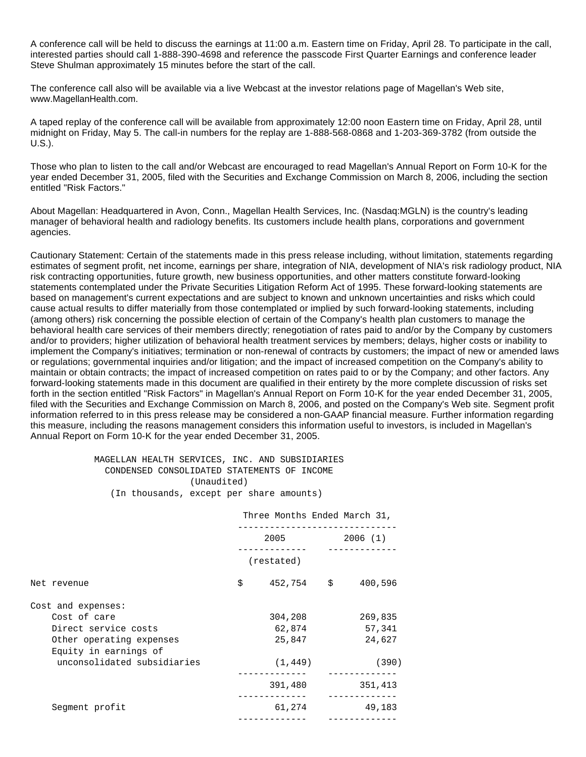A conference call will be held to discuss the earnings at 11:00 a.m. Eastern time on Friday, April 28. To participate in the call, interested parties should call 1-888-390-4698 and reference the passcode First Quarter Earnings and conference leader Steve Shulman approximately 15 minutes before the start of the call.

The conference call also will be available via a live Webcast at the investor relations page of Magellan's Web site, www.MagellanHealth.com.

A taped replay of the conference call will be available from approximately 12:00 noon Eastern time on Friday, April 28, until midnight on Friday, May 5. The call-in numbers for the replay are 1-888-568-0868 and 1-203-369-3782 (from outside the U.S.).

Those who plan to listen to the call and/or Webcast are encouraged to read Magellan's Annual Report on Form 10-K for the year ended December 31, 2005, filed with the Securities and Exchange Commission on March 8, 2006, including the section entitled "Risk Factors."

About Magellan: Headquartered in Avon, Conn., Magellan Health Services, Inc. (Nasdaq:MGLN) is the country's leading manager of behavioral health and radiology benefits. Its customers include health plans, corporations and government agencies.

Cautionary Statement: Certain of the statements made in this press release including, without limitation, statements regarding estimates of segment profit, net income, earnings per share, integration of NIA, development of NIA's risk radiology product, NIA risk contracting opportunities, future growth, new business opportunities, and other matters constitute forward-looking statements contemplated under the Private Securities Litigation Reform Act of 1995. These forward-looking statements are based on management's current expectations and are subject to known and unknown uncertainties and risks which could cause actual results to differ materially from those contemplated or implied by such forward-looking statements, including (among others) risk concerning the possible election of certain of the Company's health plan customers to manage the behavioral health care services of their members directly; renegotiation of rates paid to and/or by the Company by customers and/or to providers; higher utilization of behavioral health treatment services by members; delays, higher costs or inability to implement the Company's initiatives; termination or non-renewal of contracts by customers; the impact of new or amended laws or regulations; governmental inquiries and/or litigation; and the impact of increased competition on the Company's ability to maintain or obtain contracts; the impact of increased competition on rates paid to or by the Company; and other factors. Any forward-looking statements made in this document are qualified in their entirety by the more complete discussion of risks set forth in the section entitled "Risk Factors" in Magellan's Annual Report on Form 10-K for the year ended December 31, 2005, filed with the Securities and Exchange Commission on March 8, 2006, and posted on the Company's Web site. Segment profit information referred to in this press release may be considered a non-GAAP financial measure. Further information regarding this measure, including the reasons management considers this information useful to investors, is included in Magellan's Annual Report on Form 10-K for the year ended December 31, 2005.

MAGELLAN HEALTH SERVICES, INC. AND SUBSIDIARIES
CONDENSED CONSOLIDATED STATEMENTS OF INCOME
(Unaudited)
(In thousands, except per share amounts)

| | Three Months Ended March 31, | |
|---|---|---|
| | 2005 | 2006 (1) |
| | (restated) | |
| Net revenue | $ 452,754 | $ 400,596 |
| Cost and expenses: | | |
| Cost of care | 304,208 | 269,835 |
| Direct service costs | 62,874 | 57,341 |
| Other operating expenses | 25,847 | 24,627 |
| Equity in earnings of unconsolidated subsidiaries | (1,449) | (390) |
| | 391,480 | 351,413 |
| Segment profit | 61,274 | 49,183 |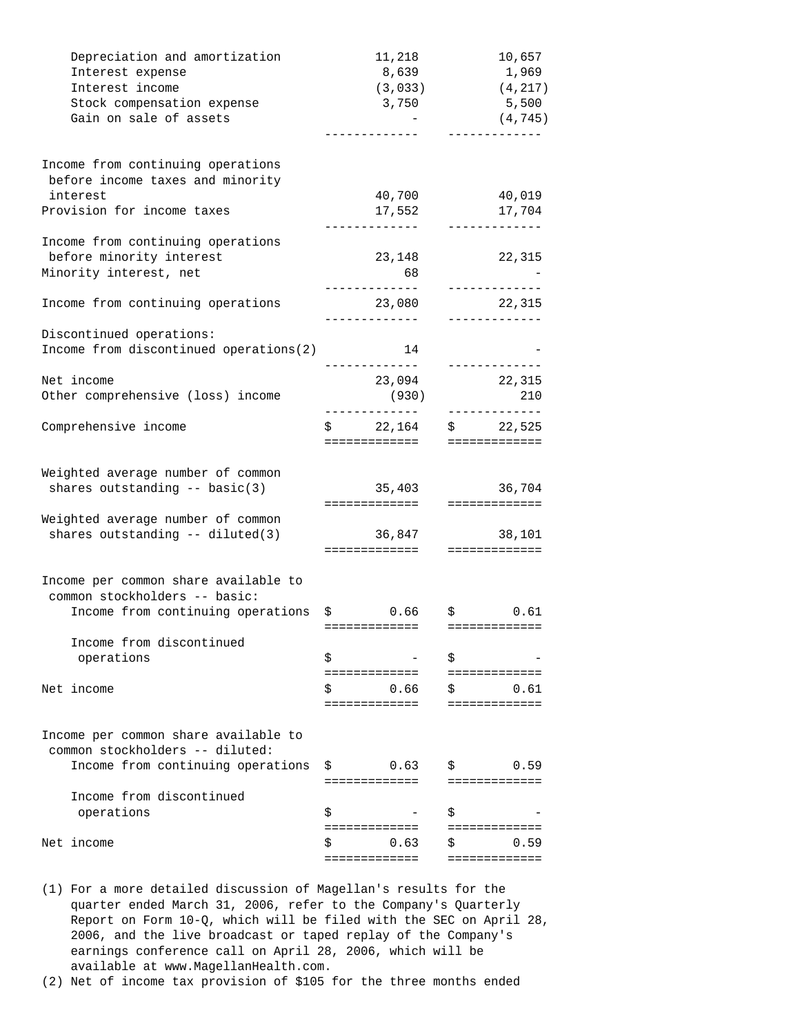| | | |
|---|---|---|
| Depreciation and amortization | 11,218 | 10,657 |
| Interest expense | 8,639 | 1,969 |
| Interest income | (3,033) | (4,217) |
| Stock compensation expense | 3,750 | 5,500 |
| Gain on sale of assets | - | (4,745) |
| Income from continuing operations before income taxes and minority interest | 40,700 | 40,019 |
| Provision for income taxes | 17,552 | 17,704 |
| Income from continuing operations before minority interest | 23,148 | 22,315 |
| Minority interest, net | 68 | - |
| Income from continuing operations | 23,080 | 22,315 |
| Discontinued operations: | | |
| Income from discontinued operations(2) | 14 | - |
| Net income | 23,094 | 22,315 |
| Other comprehensive (loss) income | (930) | 210 |
| Comprehensive income | $ 22,164 | $ 22,525 |
| Weighted average number of common shares outstanding -- basic(3) | 35,403 | 36,704 |
| Weighted average number of common shares outstanding -- diluted(3) | 36,847 | 38,101 |
| Income per common share available to common stockholders -- basic: | | |
| Income from continuing operations | $ 0.66 | $ 0.61 |
| Income from discontinued operations | $ - | $ - |
| Net income | $ 0.66 | $ 0.61 |
| Income per common share available to common stockholders -- diluted: | | |
| Income from continuing operations | $ 0.63 | $ 0.59 |
| Income from discontinued operations | $ - | $ - |
| Net income | $ 0.63 | $ 0.59 |

(1) For a more detailed discussion of Magellan's results for the quarter ended March 31, 2006, refer to the Company's Quarterly Report on Form 10-Q, which will be filed with the SEC on April 28, 2006, and the live broadcast or taped replay of the Company's earnings conference call on April 28, 2006, which will be available at www.MagellanHealth.com.

(2) Net of income tax provision of $105 for the three months ended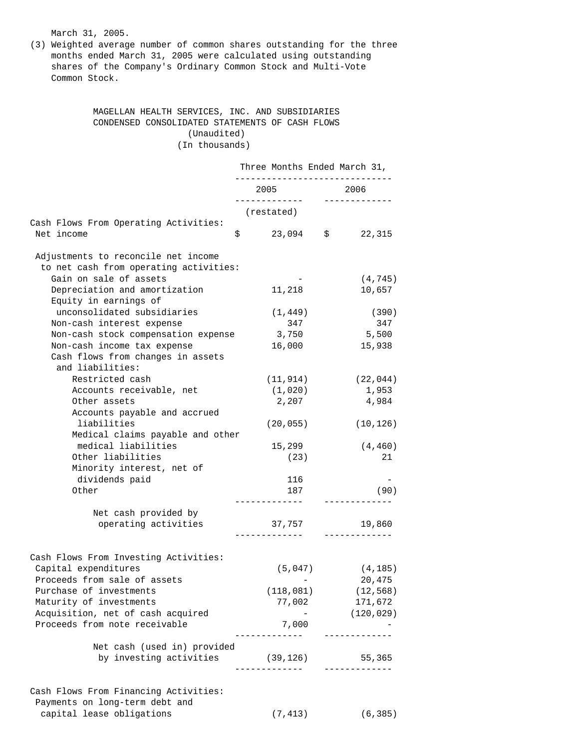March 31, 2005.

(3) Weighted average number of common shares outstanding for the three months ended March 31, 2005 were calculated using outstanding shares of the Company's Ordinary Common Stock and Multi-Vote Common Stock.

## MAGELLAN HEALTH SERVICES, INC. AND SUBSIDIARIES
## CONDENSED CONSOLIDATED STATEMENTS OF CASH FLOWS
(Unaudited)
(In thousands)

| | Three Months Ended March 31, | |
|---|---|---|
| | 2005 | 2006 |
| | (restated) | |
| **Cash Flows From Operating Activities:** | | |
| Net income | $ 23,094 | $ 22,315 |
| Adjustments to reconcile net income to net cash from operating activities: | | |
| Gain on sale of assets | - | (4,745) |
| Depreciation and amortization | 11,218 | 10,657 |
| Equity in earnings of unconsolidated subsidiaries | (1,449) | (390) |
| Non-cash interest expense | 347 | 347 |
| Non-cash stock compensation expense | 3,750 | 5,500 |
| Non-cash income tax expense | 16,000 | 15,938 |
| Cash flows from changes in assets and liabilities: | | |
| Restricted cash | (11,914) | (22,044) |
| Accounts receivable, net | (1,020) | 1,953 |
| Other assets | 2,207 | 4,984 |
| Accounts payable and accrued liabilities | (20,055) | (10,126) |
| Medical claims payable and other medical liabilities | 15,299 | (4,460) |
| Other liabilities | (23) | 21 |
| Minority interest, net of dividends paid | 116 | - |
| Other | 187 | (90) |
| Net cash provided by operating activities | 37,757 | 19,860 |
| **Cash Flows From Investing Activities:** | | |
| Capital expenditures | (5,047) | (4,185) |
| Proceeds from sale of assets | - | 20,475 |
| Purchase of investments | (118,081) | (12,568) |
| Maturity of investments | 77,002 | 171,672 |
| Acquisition, net of cash acquired | - | (120,029) |
| Proceeds from note receivable | 7,000 | - |
| Net cash (used in) provided by investing activities | (39,126) | 55,365 |
| **Cash Flows From Financing Activities:** | | |
| Payments on long-term debt and capital lease obligations | (7,413) | (6,385) |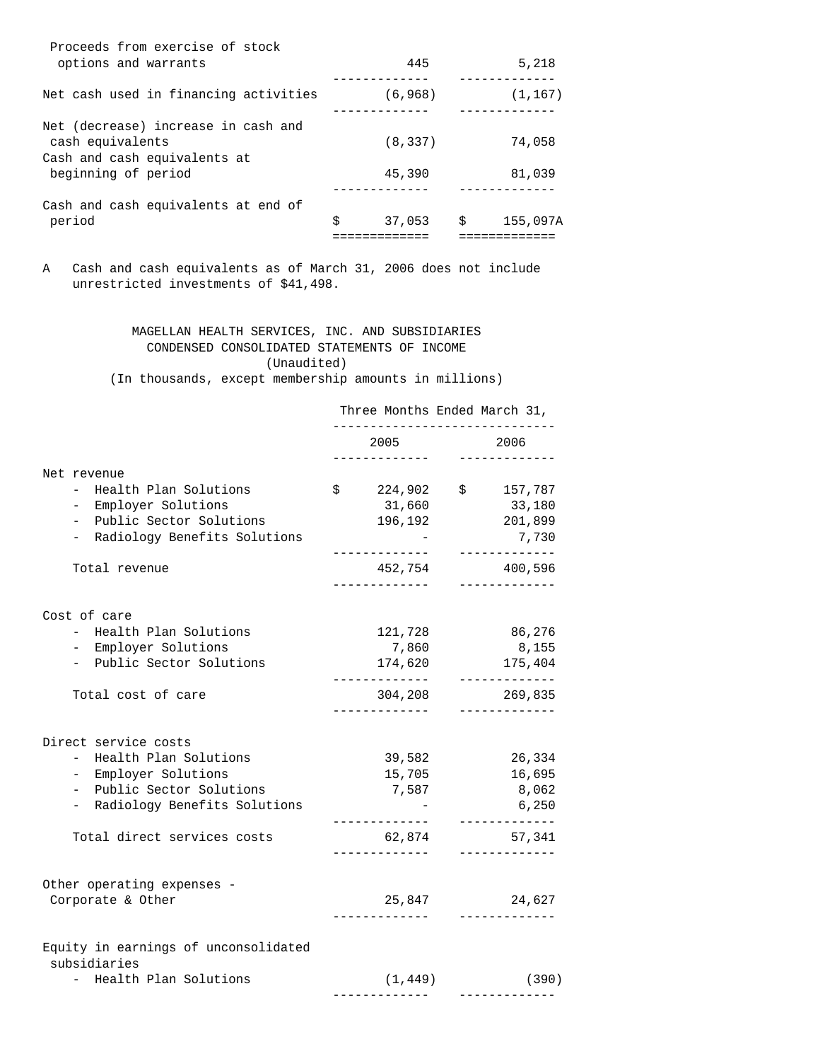| | | |
|---|---|---|
| Proceeds from exercise of stock options and warrants | 445 | 5,218 |
| Net cash used in financing activities | (6,968) | (1,167) |
| Net (decrease) increase in cash and cash equivalents | (8,337) | 74,058 |
| Cash and cash equivalents at beginning of period | 45,390 | 81,039 |
| Cash and cash equivalents at end of period | $ 37,053 | $ 155,097A |

A Cash and cash equivalents as of March 31, 2006 does not include unrestricted investments of $41,498.

MAGELLAN HEALTH SERVICES, INC. AND SUBSIDIARIES
CONDENSED CONSOLIDATED STATEMENTS OF INCOME
(Unaudited)
(In thousands, except membership amounts in millions)

| | Three Months Ended March 31, | |
|---|---|---|
| | 2005 | 2006 |
| **Net revenue** | | |
| - Health Plan Solutions | $ 224,902 | $ 157,787 |
| - Employer Solutions | 31,660 | 33,180 |
| - Public Sector Solutions | 196,192 | 201,899 |
| - Radiology Benefits Solutions | - | 7,730 |
| Total revenue | 452,754 | 400,596 |
| **Cost of care** | | |
| - Health Plan Solutions | 121,728 | 86,276 |
| - Employer Solutions | 7,860 | 8,155 |
| - Public Sector Solutions | 174,620 | 175,404 |
| Total cost of care | 304,208 | 269,835 |
| **Direct service costs** | | |
| - Health Plan Solutions | 39,582 | 26,334 |
| - Employer Solutions | 15,705 | 16,695 |
| - Public Sector Solutions | 7,587 | 8,062 |
| - Radiology Benefits Solutions | - | 6,250 |
| Total direct services costs | 62,874 | 57,341 |
| Other operating expenses - Corporate & Other | 25,847 | 24,627 |
| **Equity in earnings of unconsolidated subsidiaries** | | |
| - Health Plan Solutions | (1,449) | (390) |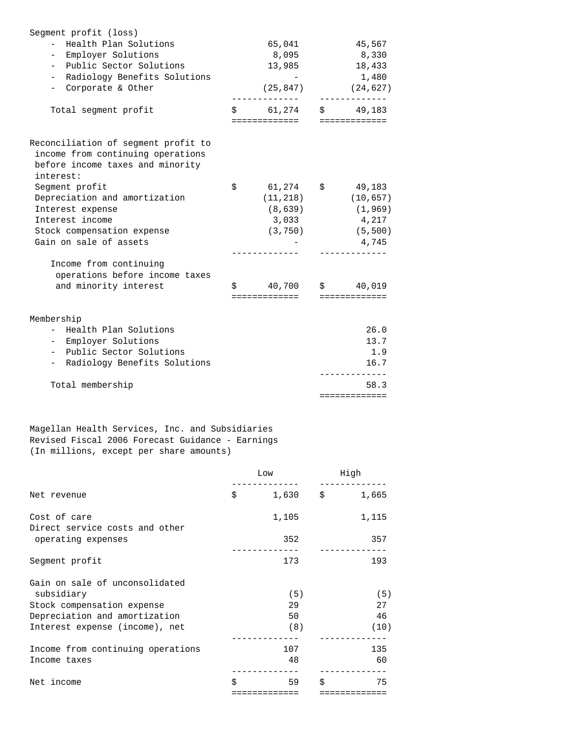| | | |
|---|---|---|
| Segment profit (loss) | | |
| - Health Plan Solutions | 65,041 | 45,567 |
| - Employer Solutions | 8,095 | 8,330 |
| - Public Sector Solutions | 13,985 | 18,433 |
| - Radiology Benefits Solutions | - | 1,480 |
| - Corporate & Other | (25,847) | (24,627) |
| Total segment profit | $ 61,274 | $ 49,183 |
| | | |
| Reconciliation of segment profit to income from continuing operations before income taxes and minority interest: | | |
| Segment profit | $ 61,274 | $ 49,183 |
| Depreciation and amortization | (11,218) | (10,657) |
| Interest expense | (8,639) | (1,969) |
| Interest income | 3,033 | 4,217 |
| Stock compensation expense | (3,750) | (5,500) |
| Gain on sale of assets | - | 4,745 |
| Income from continuing operations before income taxes and minority interest | $ 40,700 | $ 40,019 |
| | | |
| Membership | | |
| - Health Plan Solutions | | 26.0 |
| - Employer Solutions | | 13.7 |
| - Public Sector Solutions | | 1.9 |
| - Radiology Benefits Solutions | | 16.7 |
| Total membership | | 58.3 |

Magellan Health Services, Inc. and Subsidiaries
Revised Fiscal 2006 Forecast Guidance - Earnings
(In millions, except per share amounts)

| | Low | High |
|---|---|---|
| Net revenue | $ 1,630 | $ 1,665 |
| Cost of care | 1,105 | 1,115 |
| Direct service costs and other operating expenses | 352 | 357 |
| Segment profit | 173 | 193 |
| Gain on sale of unconsolidated subsidiary | (5) | (5) |
| Stock compensation expense | 29 | 27 |
| Depreciation and amortization | 50 | 46 |
| Interest expense (income), net | (8) | (10) |
| Income from continuing operations | 107 | 135 |
| Income taxes | 48 | 60 |
| Net income | $ 59 | $ 75 |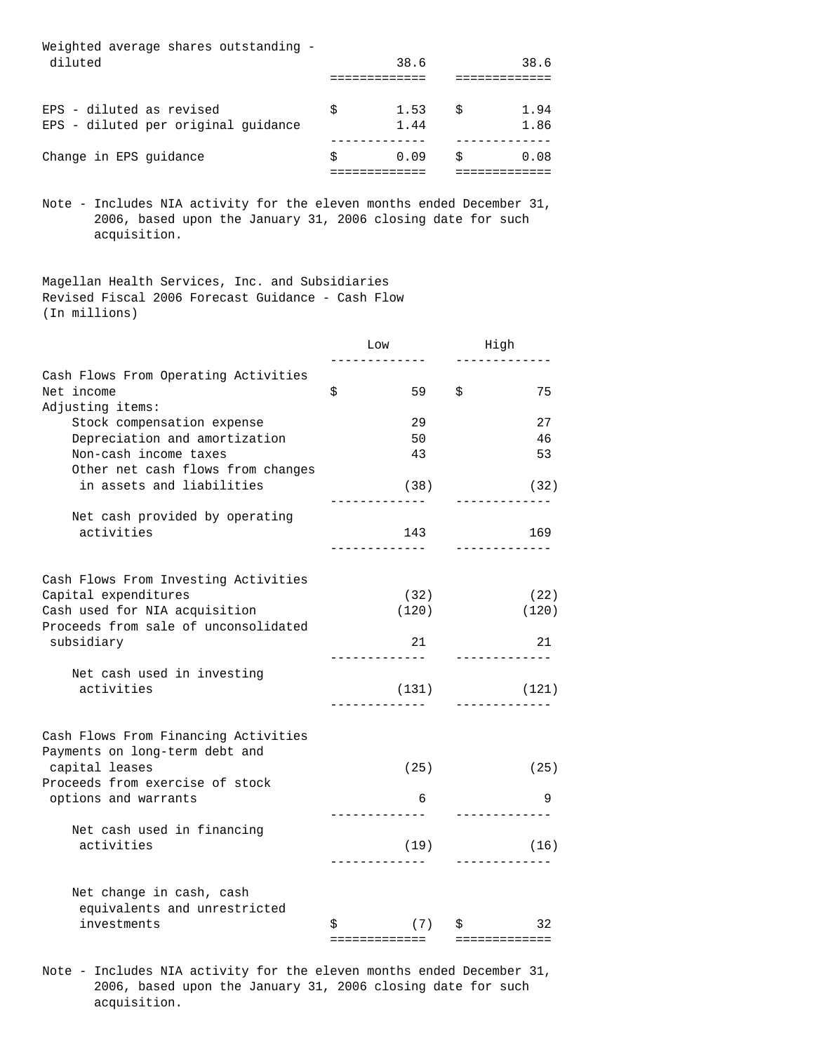| | | |
|---|---|---|
| Weighted average shares outstanding - diluted | 38.6 | 38.6 |
| EPS - diluted as revised | $ 1.53 | $ 1.94 |
| EPS - diluted per original guidance | 1.44 | 1.86 |
| Change in EPS guidance | $ 0.09 | $ 0.08 |

Note - Includes NIA activity for the eleven months ended December 31, 2006, based upon the January 31, 2006 closing date for such acquisition.

Magellan Health Services, Inc. and Subsidiaries
Revised Fiscal 2006 Forecast Guidance - Cash Flow
(In millions)

| | Low | High |
|---|---|---|
| **Cash Flows From Operating Activities** | | |
| Net income | $ 59 | $ 75 |
| Adjusting items: | | |
| Stock compensation expense | 29 | 27 |
| Depreciation and amortization | 50 | 46 |
| Non-cash income taxes | 43 | 53 |
| Other net cash flows from changes in assets and liabilities | (38) | (32) |
| Net cash provided by operating activities | 143 | 169 |
| **Cash Flows From Investing Activities** | | |
| Capital expenditures | (32) | (22) |
| Cash used for NIA acquisition | (120) | (120) |
| Proceeds from sale of unconsolidated subsidiary | 21 | 21 |
| Net cash used in investing activities | (131) | (121) |
| **Cash Flows From Financing Activities** | | |
| Payments on long-term debt and capital leases | (25) | (25) |
| Proceeds from exercise of stock options and warrants | 6 | 9 |
| Net cash used in financing activities | (19) | (16) |
| Net change in cash, cash equivalents and unrestricted investments | $ (7) | $ 32 |

Note - Includes NIA activity for the eleven months ended December 31, 2006, based upon the January 31, 2006 closing date for such acquisition.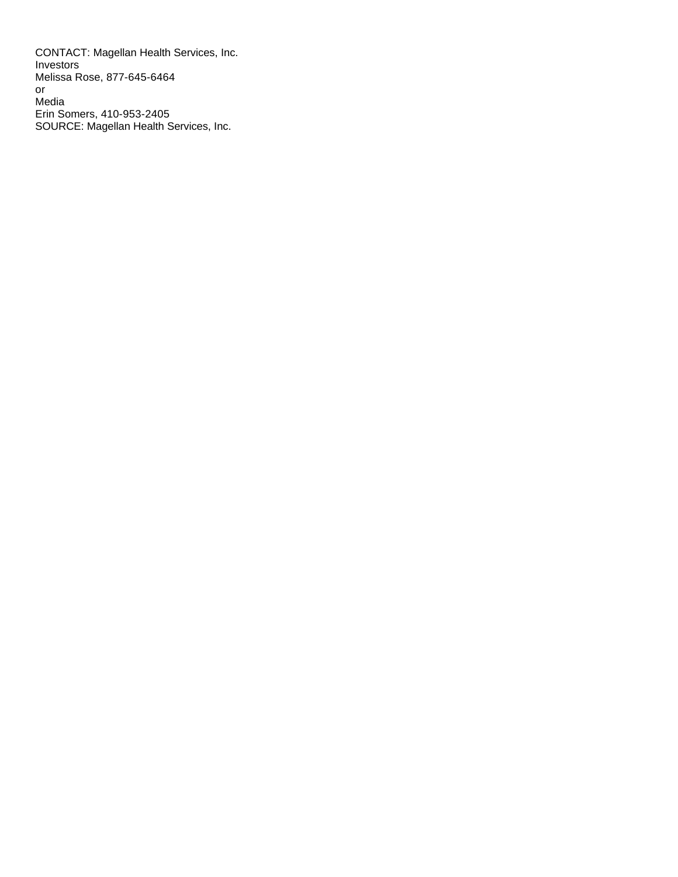CONTACT: Magellan Health Services, Inc.
Investors
Melissa Rose, 877-645-6464
or
Media
Erin Somers, 410-953-2405
SOURCE: Magellan Health Services, Inc.